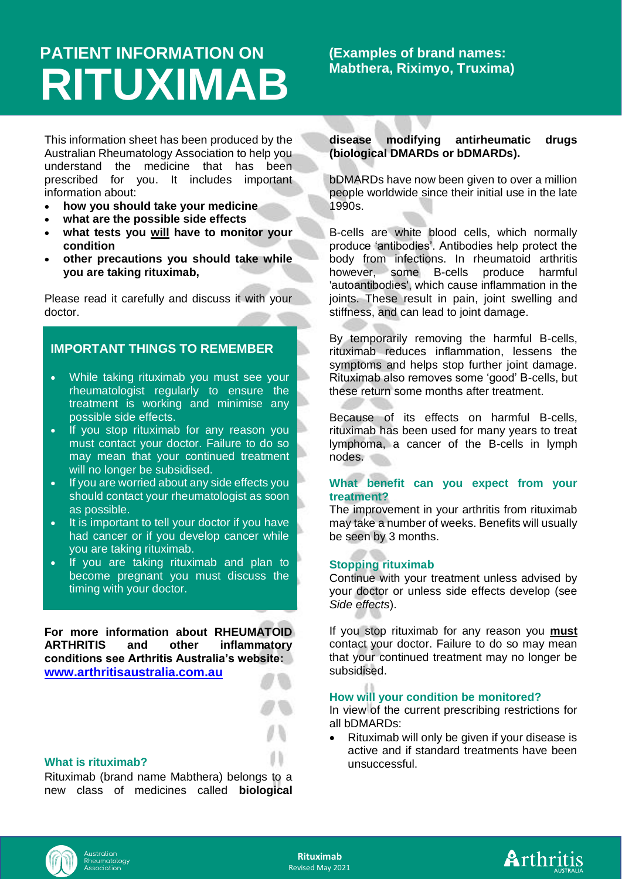# PATIENT INFORMATION ON RITUXIMAB

**(Examples of brand names: Mabthera, Riximyo, Truxima)**

This information sheet has been produced by the Australian Rheumatology Association to help you understand the medicine that has been prescribed for you. It includes important information about:

- **how you should take your medicine**
- **what are the possible side effects**
- **what tests you <u>will</u> have to monitor your condition**
- **other precautions you should take while you are taking rituximab,**

Please read it carefully and discuss it with your doctor.

## IMPORTANT THINGS TO REMEMBER

- While taking rituximab you must see your rheumatologist regularly to ensure the treatment is working and minimise any possible side effects.
- If you stop rituximab for any reason you must contact your doctor. Failure to do so may mean that your continued treatment will no longer be subsidised.
- If you are worried about any side effects you should contact your rheumatologist as soon as possible.
- It is important to tell your doctor if you have had cancer or if you develop cancer while you are taking rituximab.
- If you are taking rituximab and plan to become pregnant you must discuss the timing with your doctor.

**For more information about RHEUMATOID ARTHRITIS and other inflammatory conditions see Arthritis Australia's website: [www.arthritisaustralia.com.au](www.arthritisaustralia.com.au)**

### What is rituximab?

Rituximab (brand name Mabthera) belongs to a new class of medicines called **biological disease modifying antirheumatic drugs (biological DMARDs or bDMARDs).**

bDMARDs have now been given to over a million people worldwide since their initial use in the late 1990s.

B-cells are white blood cells, which normally produce 'antibodies'. Antibodies help protect the body from infections. In rheumatoid arthritis however, some B-cells produce harmful 'autoantibodies', which cause inflammation in the joints. These result in pain, joint swelling and stiffness, and can lead to joint damage.

By temporarily removing the harmful B-cells, rituximab reduces inflammation, lessens the symptoms and helps stop further joint damage. Rituximab also removes some 'good' B-cells, but these return some months after treatment.

Because of its effects on harmful B-cells, rituximab has been used for many years to treat lymphoma, a cancer of the B-cells in lymph nodes.

### What benefit can you expect from your treatment?

The improvement in your arthritis from rituximab may take a number of weeks. Benefits will usually be seen by 3 months.

### Stopping rituximab

Continue with your treatment unless advised by your doctor or unless side effects develop (see *Side effects*).

If you stop rituximab for any reason you **<u>must</u>** contact your doctor. Failure to do so may mean that your continued treatment may no longer be subsidised.

### How will your condition be monitored?

In view of the current prescribing restrictions for all bDMARDs:

- Rituximab will only be given if your disease is active and if standard treatments have been unsuccessful.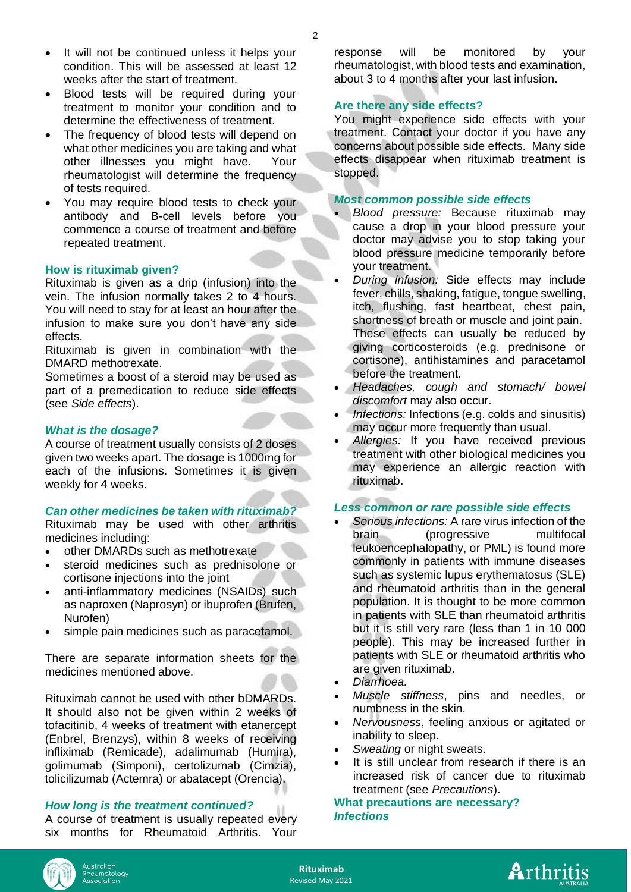- It will not be continued unless it helps your condition. This will be assessed at least 12 weeks after the start of treatment.
- Blood tests will be required during your treatment to monitor your condition and to determine the effectiveness of treatment.
- The frequency of blood tests will depend on what other medicines you are taking and what other illnesses you might have. Your rheumatologist will determine the frequency of tests required.
- You may require blood tests to check your antibody and B-cell levels before you commence a course of treatment and before repeated treatment.

## How is rituximab given?

Rituximab is given as a drip (infusion) into the vein. The infusion normally takes 2 to 4 hours. You will need to stay for at least an hour after the infusion to make sure you don't have any side effects.

Rituximab is given in combination with the DMARD methotrexate.

Sometimes a boost of a steroid may be used as part of a premedication to reduce side effects (see *Side effects*).

### *What is the dosage?*

A course of treatment usually consists of 2 doses given two weeks apart. The dosage is 1000mg for each of the infusions. Sometimes it is given weekly for 4 weeks.

### *Can other medicines be taken with rituximab?*

Rituximab may be used with other arthritis medicines including:

- other DMARDs such as methotrexate
- steroid medicines such as prednisolone or cortisone injections into the joint
- anti-inflammatory medicines (NSAIDs) such as naproxen (Naprosyn) or ibuprofen (Brufen, Nurofen)
- simple pain medicines such as paracetamol.

There are separate information sheets for the medicines mentioned above.

Rituximab cannot be used with other bDMARDs. It should also not be given within 2 weeks of tofacitinib, 4 weeks of treatment with etanercept (Enbrel, Brenzys), within 8 weeks of receiving infliximab (Remicade), adalimumab (Humira), golimumab (Simponi), certolizumab (Cimzia), tolicilizumab (Actemra) or abatacept (Orencia).

### *How long is the treatment continued?*

A course of treatment is usually repeated every six months for Rheumatoid Arthritis. Your response will be monitored by your rheumatologist, with blood tests and examination, about 3 to 4 months after your last infusion.

## Are there any side effects?

You might experience side effects with your treatment. Contact your doctor if you have any concerns about possible side effects. Many side effects disappear when rituximab treatment is stopped.

### *Most common possible side effects*

- *Blood pressure:* Because rituximab may cause a drop in your blood pressure your doctor may advise you to stop taking your blood pressure medicine temporarily before your treatment.
- *During infusion:* Side effects may include fever, chills, shaking, fatigue, tongue swelling, itch, flushing, fast heartbeat, chest pain, shortness of breath or muscle and joint pain. These effects can usually be reduced by giving corticosteroids (e.g. prednisone or cortisone), antihistamines and paracetamol before the treatment.
- *Headaches, cough and stomach/ bowel discomfort* may also occur.
- *Infections:* Infections (e.g. colds and sinusitis) may occur more frequently than usual.
- *Allergies:* If you have received previous treatment with other biological medicines you may experience an allergic reaction with rituximab.

### *Less common or rare possible side effects*

- *Serious infections:* A rare virus infection of the brain (progressive multifocal leukoencephalopathy, or PML) is found more commonly in patients with immune diseases such as systemic lupus erythematosus (SLE) and rheumatoid arthritis than in the general population. It is thought to be more common in patients with SLE than rheumatoid arthritis but it is still very rare (less than 1 in 10 000 people). This may be increased further in patients with SLE or rheumatoid arthritis who are given rituximab.
- *Diarrhoea.*
- *Muscle stiffness*, pins and needles, or numbness in the skin.
- *Nervousness*, feeling anxious or agitated or inability to sleep.
- *Sweating* or night sweats.
- It is still unclear from research if there is an increased risk of cancer due to rituximab treatment (see *Precautions*).

## What precautions are necessary?

### *Infections*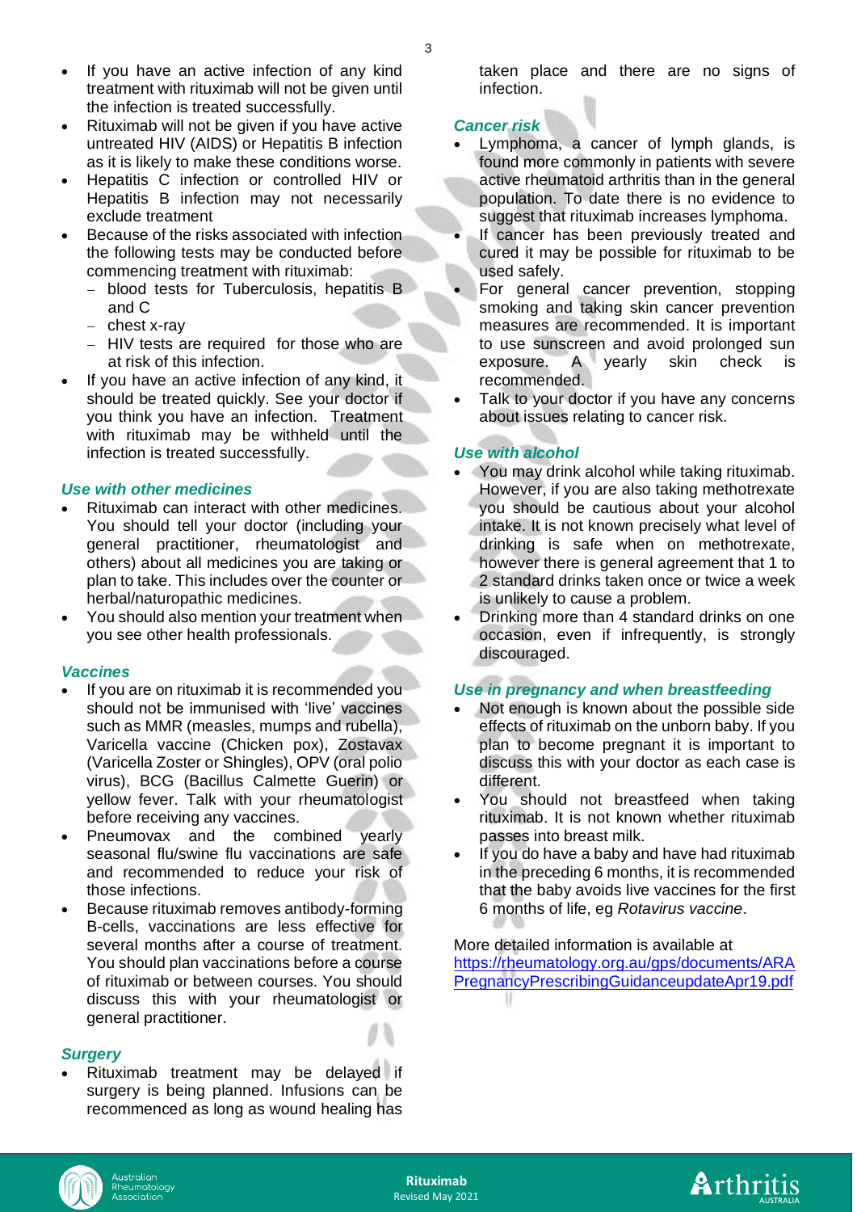- If you have an active infection of any kind treatment with rituximab will not be given until the infection is treated successfully.
- Rituximab will not be given if you have active untreated HIV (AIDS) or Hepatitis B infection as it is likely to make these conditions worse.
- Hepatitis C infection or controlled HIV or Hepatitis B infection may not necessarily exclude treatment
- Because of the risks associated with infection the following tests may be conducted before commencing treatment with rituximab:
  - blood tests for Tuberculosis, hepatitis B and C
  - chest x-ray
  - HIV tests are required for those who are at risk of this infection.
- If you have an active infection of any kind, it should be treated quickly. See your doctor if you think you have an infection. Treatment with rituximab may be withheld until the infection is treated successfully.

### *Use with other medicines*

- Rituximab can interact with other medicines. You should tell your doctor (including your general practitioner, rheumatologist and others) about all medicines you are taking or plan to take. This includes over the counter or herbal/naturopathic medicines.
- You should also mention your treatment when you see other health professionals.

### *Vaccines*

- If you are on rituximab it is recommended you should not be immunised with 'live' vaccines such as MMR (measles, mumps and rubella), Varicella vaccine (Chicken pox), Zostavax (Varicella Zoster or Shingles), OPV (oral polio virus), BCG (Bacillus Calmette Guerin) or yellow fever. Talk with your rheumatologist before receiving any vaccines.
- Pneumovax and the combined yearly seasonal flu/swine flu vaccinations are safe and recommended to reduce your risk of those infections.
- Because rituximab removes antibody-forming B-cells, vaccinations are less effective for several months after a course of treatment. You should plan vaccinations before a course of rituximab or between courses. You should discuss this with your rheumatologist or general practitioner.

### *Surgery*

- Rituximab treatment may be delayed if surgery is being planned. Infusions can be recommenced as long as wound healing has taken place and there are no signs of infection.

### *Cancer risk*

- Lymphoma, a cancer of lymph glands, is found more commonly in patients with severe active rheumatoid arthritis than in the general population. To date there is no evidence to suggest that rituximab increases lymphoma.
- If cancer has been previously treated and cured it may be possible for rituximab to be used safely.
- For general cancer prevention, stopping smoking and taking skin cancer prevention measures are recommended. It is important to use sunscreen and avoid prolonged sun exposure. A yearly skin check is recommended.
- Talk to your doctor if you have any concerns about issues relating to cancer risk.

### *Use with alcohol*

- You may drink alcohol while taking rituximab. However, if you are also taking methotrexate you should be cautious about your alcohol intake. It is not known precisely what level of drinking is safe when on methotrexate, however there is general agreement that 1 to 2 standard drinks taken once or twice a week is unlikely to cause a problem.
- Drinking more than 4 standard drinks on one occasion, even if infrequently, is strongly discouraged.

### *Use in pregnancy and when breastfeeding*

- Not enough is known about the possible side effects of rituximab on the unborn baby. If you plan to become pregnant it is important to discuss this with your doctor as each case is different.
- You should not breastfeed when taking rituximab. It is not known whether rituximab passes into breast milk.
- If you do have a baby and have had rituximab in the preceding 6 months, it is recommended that the baby avoids live vaccines for the first 6 months of life, eg *Rotavirus vaccine*.

More detailed information is available at
https://rheumatology.org.au/gps/documents/ARAPregnancyPrescribingGuidanceupdateApr19.pdf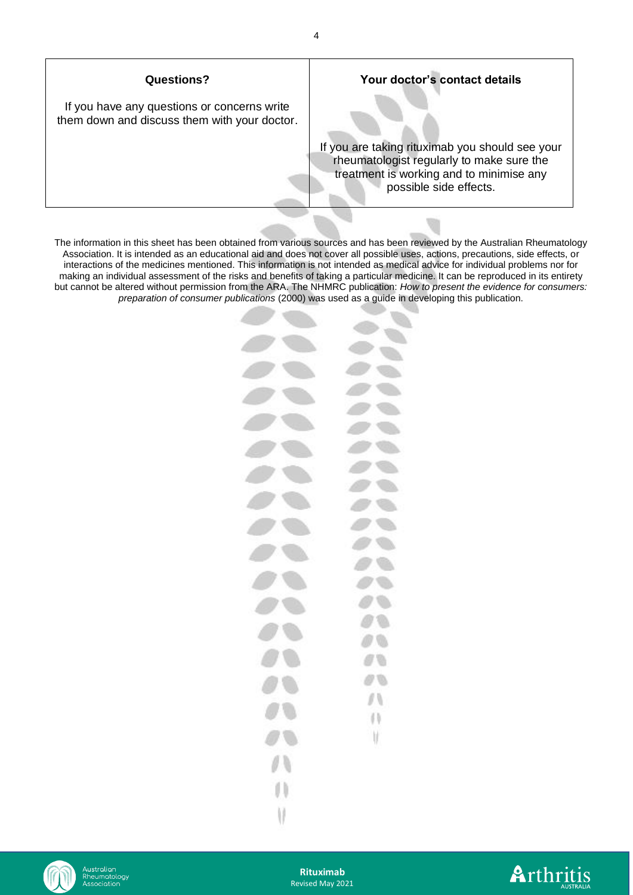| Questions? | Your doctor's contact details |
| --- | --- |
| If you have any questions or concerns write them down and discuss them with your doctor. | If you are taking rituximab you should see your rheumatologist regularly to make sure the treatment is working and to minimise any possible side effects. |

The information in this sheet has been obtained from various sources and has been reviewed by the Australian Rheumatology Association. It is intended as an educational aid and does not cover all possible uses, actions, precautions, side effects, or interactions of the medicines mentioned. This information is not intended as medical advice for individual problems nor for making an individual assessment of the risks and benefits of taking a particular medicine. It can be reproduced in its entirety but cannot be altered without permission from the ARA. The NHMRC publication: *How to present the evidence for consumers: preparation of consumer publications* (2000) was used as a guide in developing this publication.